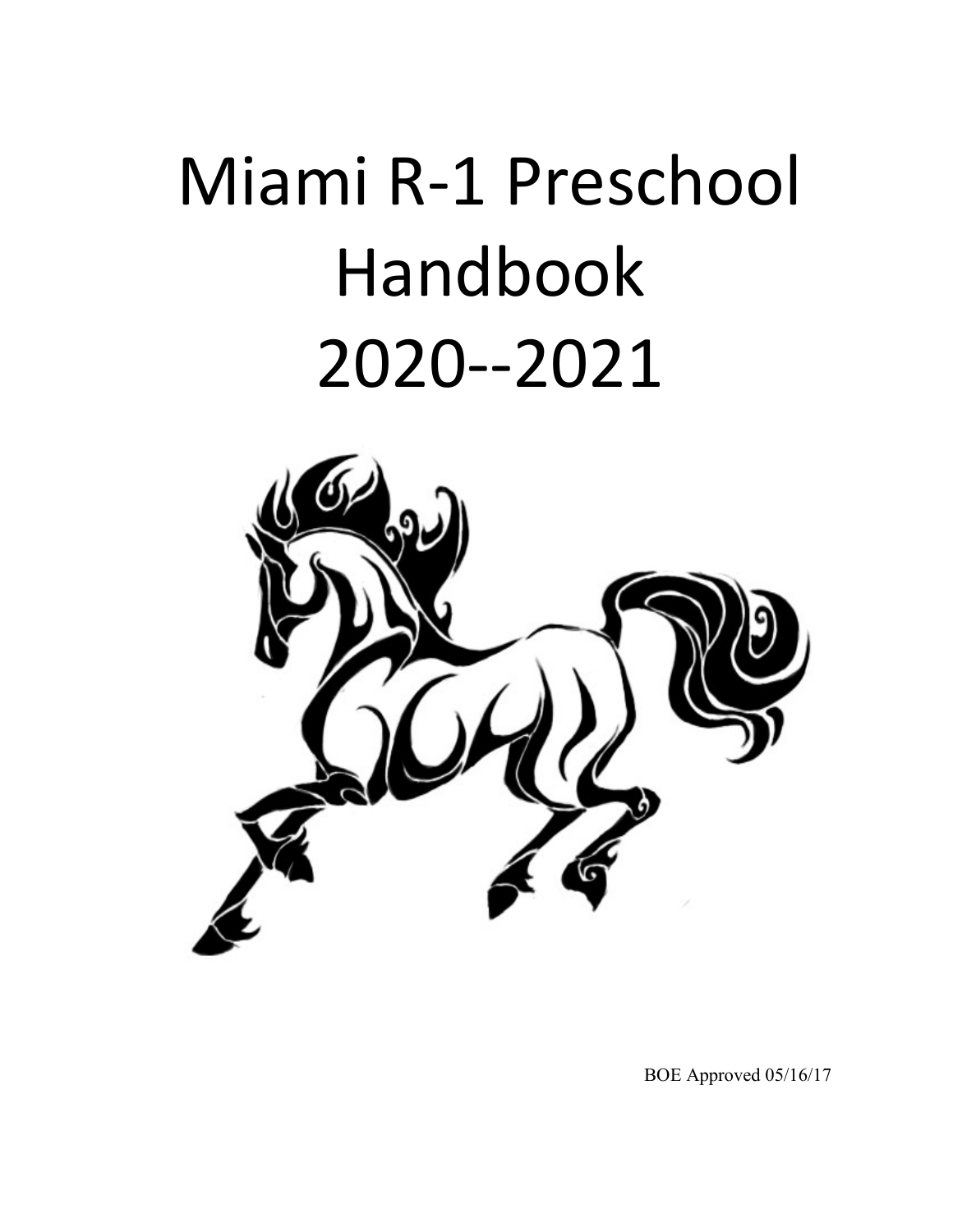# Miami R-1 Preschool Handbook 2020--2021

BOE Approved 05/16/17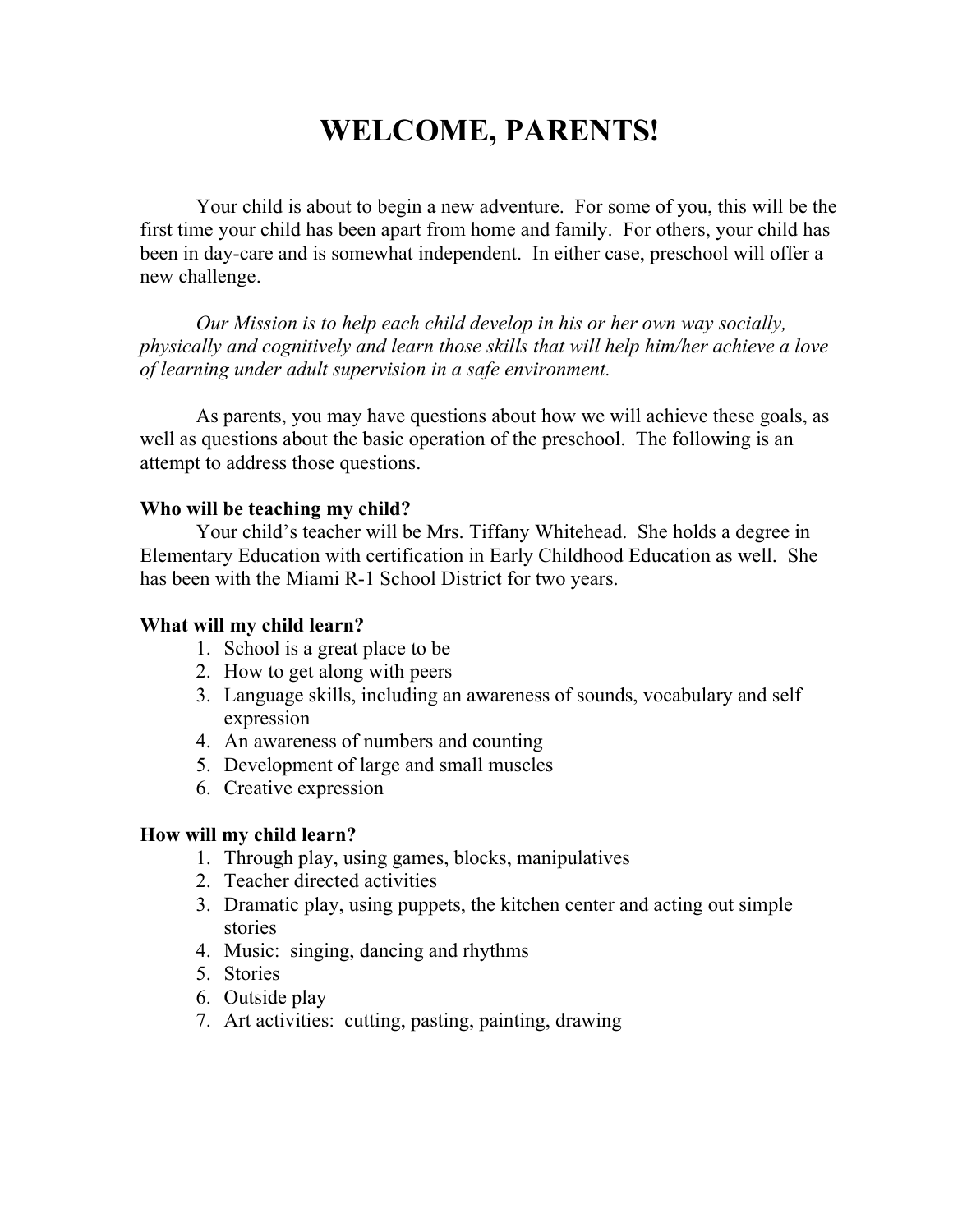# WELCOME, PARENTS!

Your child is about to begin a new adventure. For some of you, this will be the first time your child has been apart from home and family. For others, your child has been in day-care and is somewhat independent. In either case, preschool will offer a new challenge.

*Our Mission is to help each child develop in his or her own way socially, physically and cognitively and learn those skills that will help him/her achieve a love of learning under adult supervision in a safe environment.*

As parents, you may have questions about how we will achieve these goals, as well as questions about the basic operation of the preschool. The following is an attempt to address those questions.

**Who will be teaching my child?**

Your child's teacher will be Mrs. Tiffany Whitehead. She holds a degree in Elementary Education with certification in Early Childhood Education as well. She has been with the Miami R-1 School District for two years.

**What will my child learn?**

1. School is a great place to be
2. How to get along with peers
3. Language skills, including an awareness of sounds, vocabulary and self expression
4. An awareness of numbers and counting
5. Development of large and small muscles
6. Creative expression

**How will my child learn?**

1. Through play, using games, blocks, manipulatives
2. Teacher directed activities
3. Dramatic play, using puppets, the kitchen center and acting out simple stories
4. Music: singing, dancing and rhythms
5. Stories
6. Outside play
7. Art activities: cutting, pasting, painting, drawing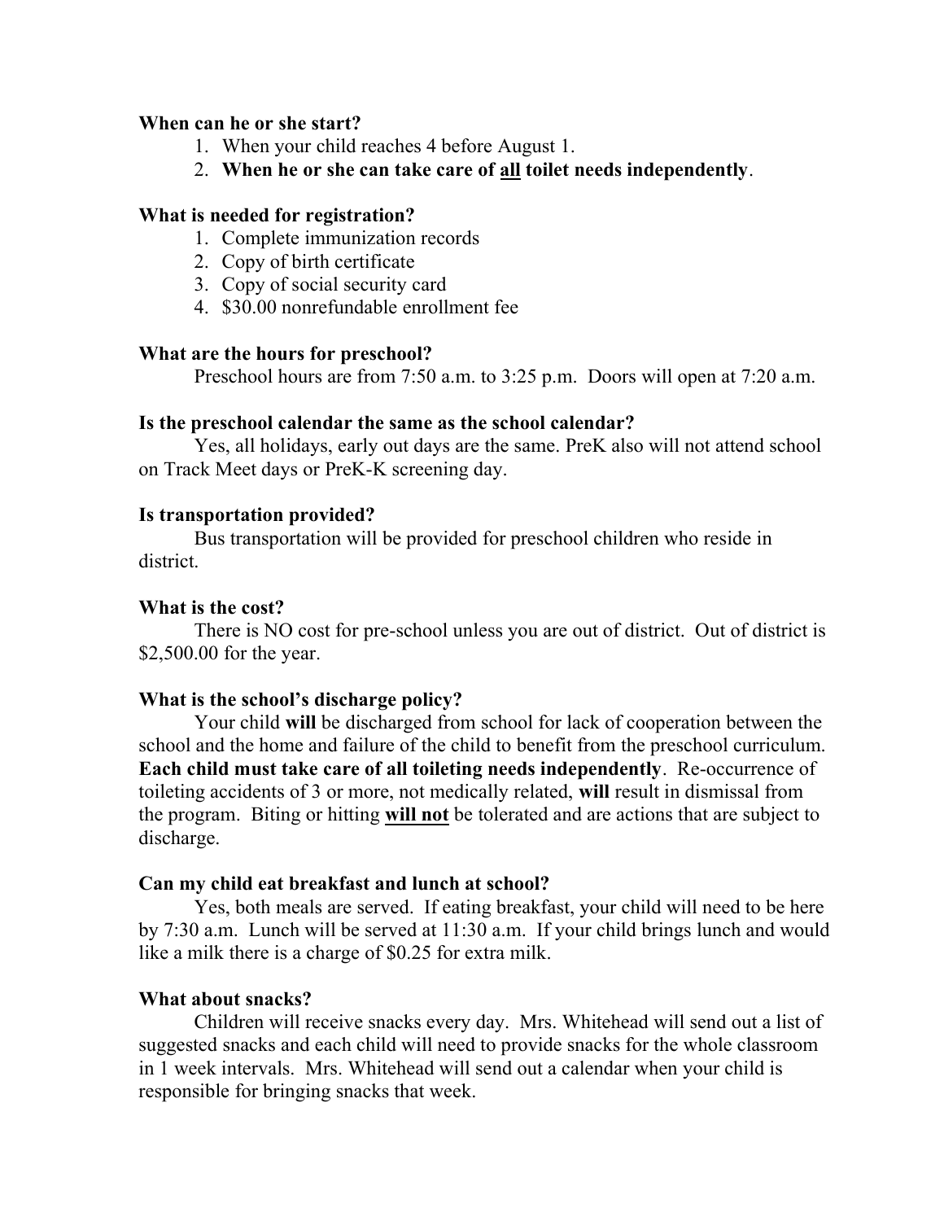**When can he or she start?**

1. When your child reaches 4 before August 1.
2. **When he or she can take care of <u>all</u> toilet needs independently**.

**What is needed for registration?**

1. Complete immunization records
2. Copy of birth certificate
3. Copy of social security card
4. $30.00 nonrefundable enrollment fee

**What are the hours for preschool?**

Preschool hours are from 7:50 a.m. to 3:25 p.m. Doors will open at 7:20 a.m.

**Is the preschool calendar the same as the school calendar?**

Yes, all holidays, early out days are the same. PreK also will not attend school on Track Meet days or PreK-K screening day.

**Is transportation provided?**

Bus transportation will be provided for preschool children who reside in district.

**What is the cost?**

There is NO cost for pre-school unless you are out of district. Out of district is $2,500.00 for the year.

**What is the school's discharge policy?**

Your child **will** be discharged from school for lack of cooperation between the school and the home and failure of the child to benefit from the preschool curriculum. **Each child must take care of all toileting needs independently**. Re-occurrence of toileting accidents of 3 or more, not medically related, **will** result in dismissal from the program. Biting or hitting **<u>will not</u>** be tolerated and are actions that are subject to discharge.

**Can my child eat breakfast and lunch at school?**

Yes, both meals are served. If eating breakfast, your child will need to be here by 7:30 a.m. Lunch will be served at 11:30 a.m. If your child brings lunch and would like a milk there is a charge of $0.25 for extra milk.

**What about snacks?**

Children will receive snacks every day. Mrs. Whitehead will send out a list of suggested snacks and each child will need to provide snacks for the whole classroom in 1 week intervals. Mrs. Whitehead will send out a calendar when your child is responsible for bringing snacks that week.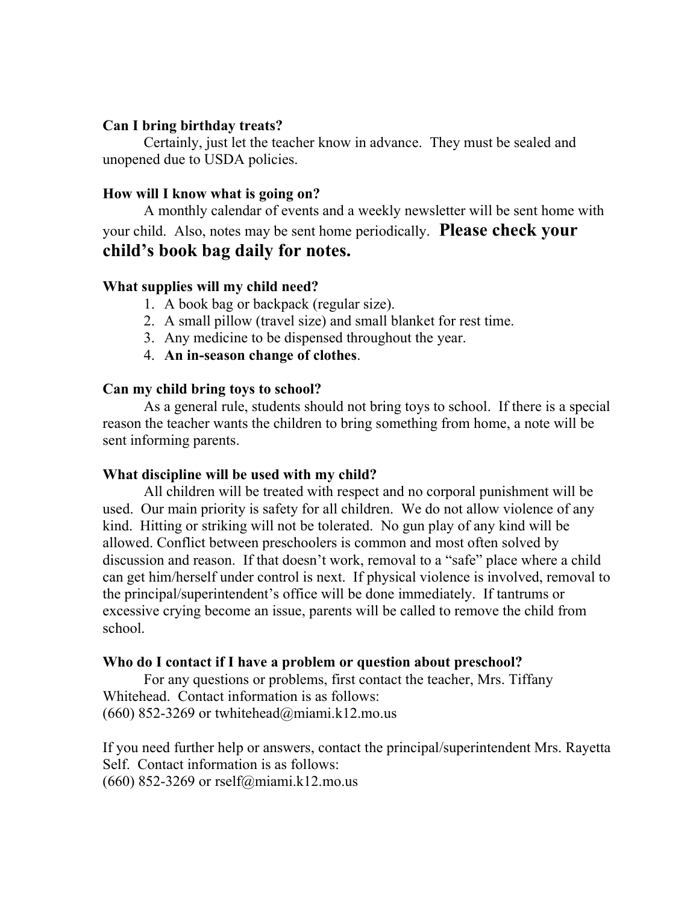**Can I bring birthday treats?**

Certainly, just let the teacher know in advance. They must be sealed and unopened due to USDA policies.

**How will I know what is going on?**

A monthly calendar of events and a weekly newsletter will be sent home with your child. Also, notes may be sent home periodically. **Please check your child's book bag daily for notes.**

**What supplies will my child need?**

1. A book bag or backpack (regular size).
2. A small pillow (travel size) and small blanket for rest time.
3. Any medicine to be dispensed throughout the year.
4. **An in-season change of clothes**.

**Can my child bring toys to school?**

As a general rule, students should not bring toys to school. If there is a special reason the teacher wants the children to bring something from home, a note will be sent informing parents.

**What discipline will be used with my child?**

All children will be treated with respect and no corporal punishment will be used. Our main priority is safety for all children. We do not allow violence of any kind. Hitting or striking will not be tolerated. No gun play of any kind will be allowed. Conflict between preschoolers is common and most often solved by discussion and reason. If that doesn't work, removal to a "safe" place where a child can get him/herself under control is next. If physical violence is involved, removal to the principal/superintendent's office will be done immediately. If tantrums or excessive crying become an issue, parents will be called to remove the child from school.

**Who do I contact if I have a problem or question about preschool?**

For any questions or problems, first contact the teacher, Mrs. Tiffany Whitehead. Contact information is as follows:
(660) 852-3269 or twhitehead@miami.k12.mo.us

If you need further help or answers, contact the principal/superintendent Mrs. Rayetta Self. Contact information is as follows:
(660) 852-3269 or rself@miami.k12.mo.us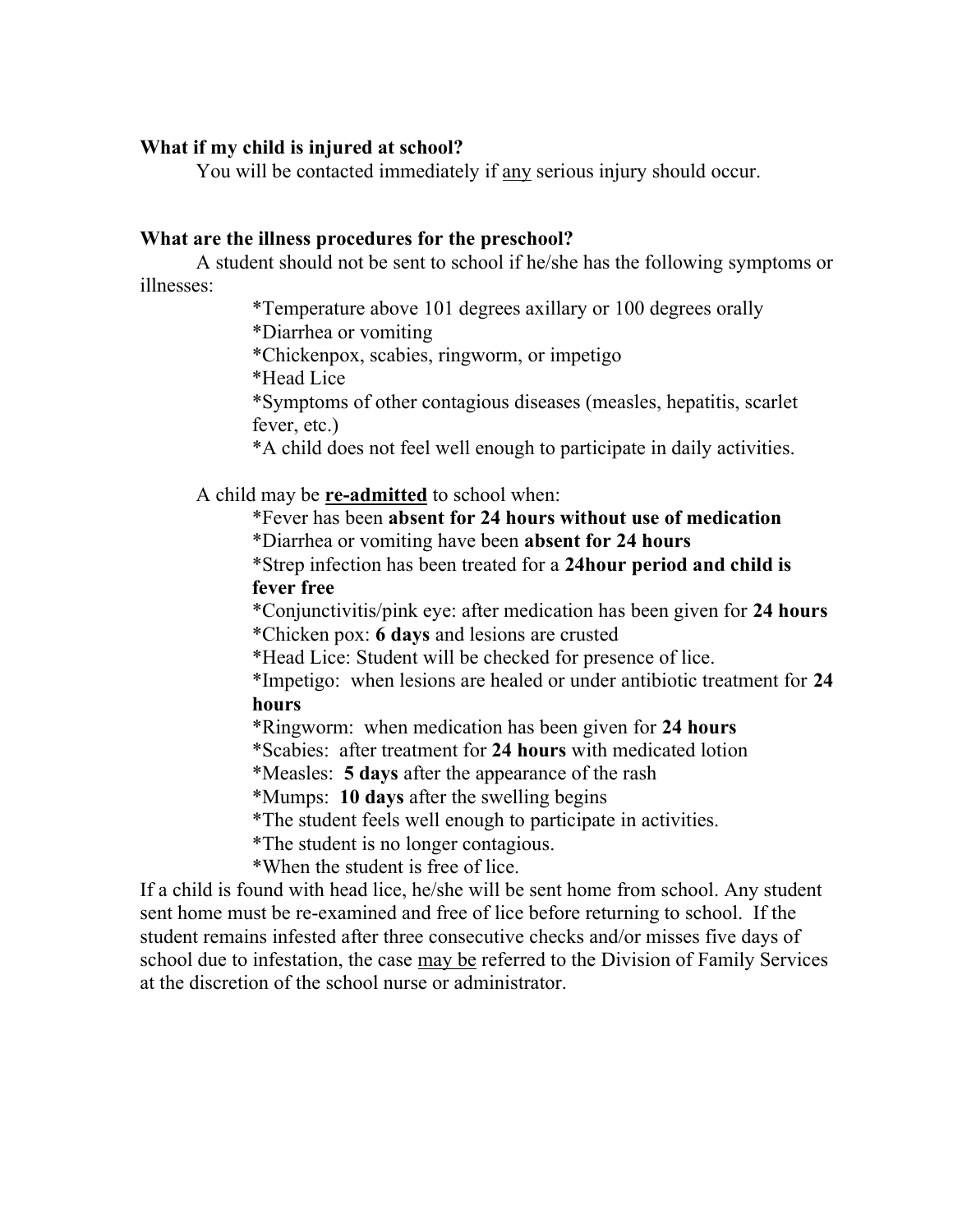**What if my child is injured at school?**

You will be contacted immediately if <u>any</u> serious injury should occur.

**What are the illness procedures for the preschool?**

A student should not be sent to school if he/she has the following symptoms or illnesses:

*Temperature above 101 degrees axillary or 100 degrees orally
*Diarrhea or vomiting
*Chickenpox, scabies, ringworm, or impetigo
*Head Lice
*Symptoms of other contagious diseases (measles, hepatitis, scarlet fever, etc.)
*A child does not feel well enough to participate in daily activities.

A child may be <u>**re-admitted**</u> to school when:

*Fever has been **absent for 24 hours without use of medication**
*Diarrhea or vomiting have been **absent for 24 hours**
*Strep infection has been treated for a **24hour period and child is fever free**
*Conjunctivitis/pink eye: after medication has been given for **24 hours**
*Chicken pox: **6 days** and lesions are crusted
*Head Lice: Student will be checked for presence of lice.
*Impetigo: when lesions are healed or under antibiotic treatment for **24 hours**
*Ringworm: when medication has been given for **24 hours**
*Scabies: after treatment for **24 hours** with medicated lotion
*Measles: **5 days** after the appearance of the rash
*Mumps: **10 days** after the swelling begins
*The student feels well enough to participate in activities.
*The student is no longer contagious.
*When the student is free of lice.

If a child is found with head lice, he/she will be sent home from school. Any student sent home must be re-examined and free of lice before returning to school. If the student remains infested after three consecutive checks and/or misses five days of school due to infestation, the case <u>may be</u> referred to the Division of Family Services at the discretion of the school nurse or administrator.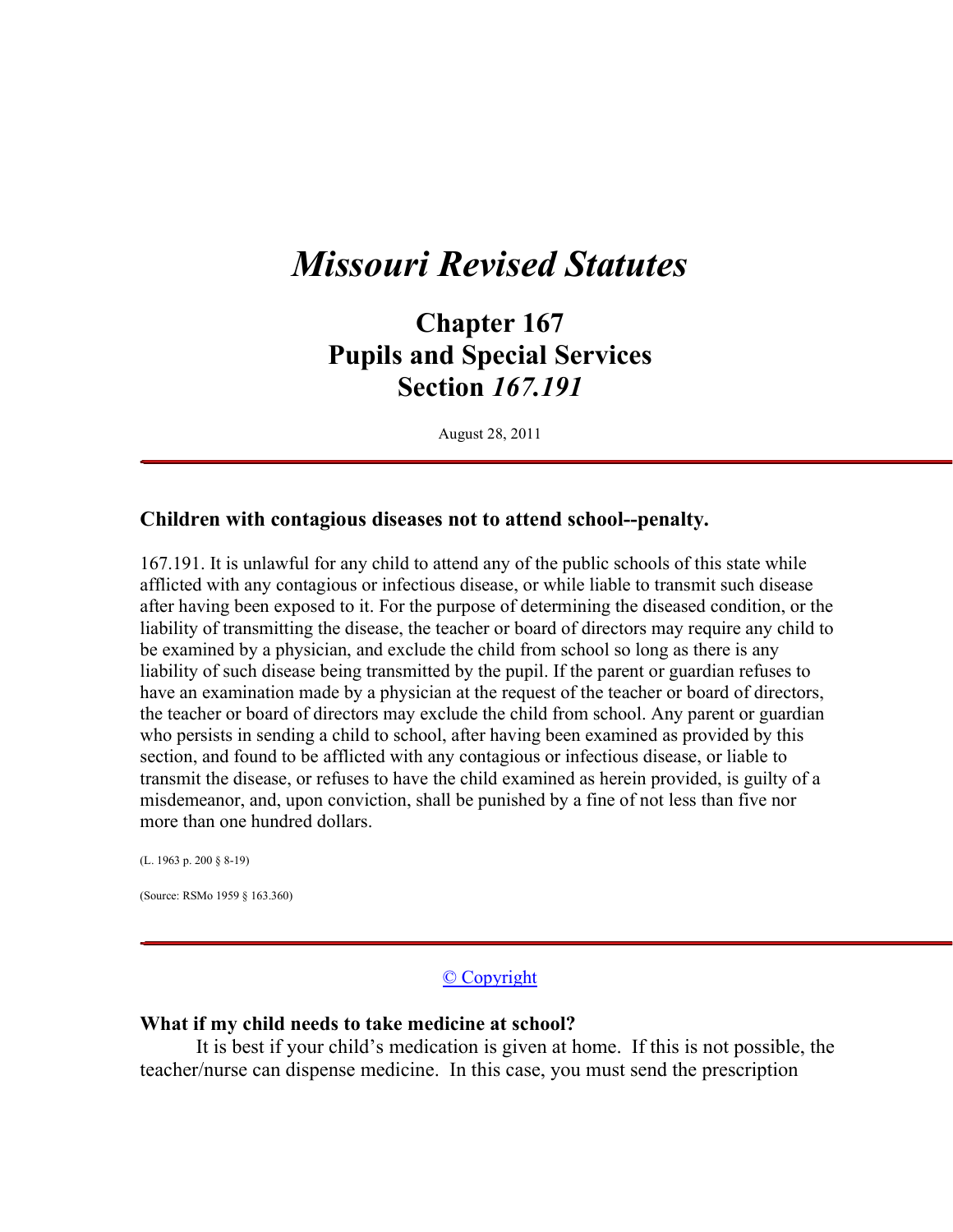# *Missouri Revised Statutes*

## Chapter 167
## Pupils and Special Services
## Section *167.191*

August 28, 2011

---

### Children with contagious diseases not to attend school--penalty.

167.191. It is unlawful for any child to attend any of the public schools of this state while afflicted with any contagious or infectious disease, or while liable to transmit such disease after having been exposed to it. For the purpose of determining the diseased condition, or the liability of transmitting the disease, the teacher or board of directors may require any child to be examined by a physician, and exclude the child from school so long as there is any liability of such disease being transmitted by the pupil. If the parent or guardian refuses to have an examination made by a physician at the request of the teacher or board of directors, the teacher or board of directors may exclude the child from school. Any parent or guardian who persists in sending a child to school, after having been examined as provided by this section, and found to be afflicted with any contagious or infectious disease, or liable to transmit the disease, or refuses to have the child examined as herein provided, is guilty of a misdemeanor, and, upon conviction, shall be punished by a fine of not less than five nor more than one hundred dollars.

(L. 1963 p. 200 § 8-19)

(Source: RSMo 1959 § 163.360)

---

© Copyright

### What if my child needs to take medicine at school?

It is best if your child's medication is given at home. If this is not possible, the teacher/nurse can dispense medicine. In this case, you must send the prescription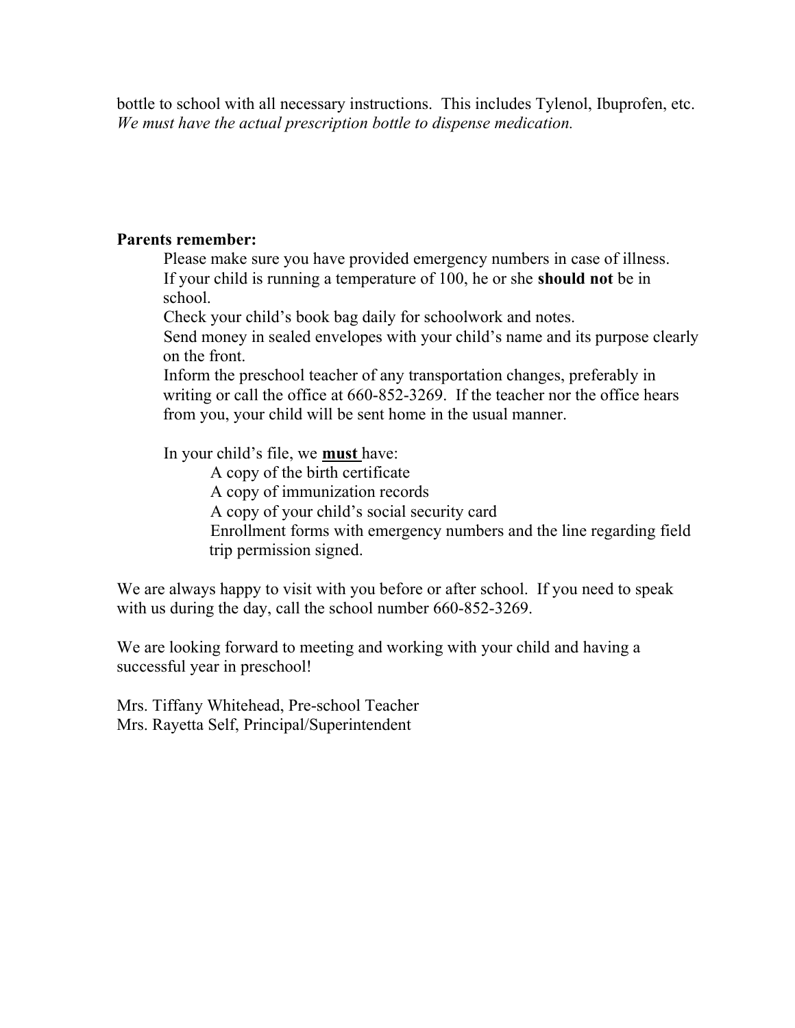bottle to school with all necessary instructions. This includes Tylenol, Ibuprofen, etc. *We must have the actual prescription bottle to dispense medication.*

**Parents remember:**

Please make sure you have provided emergency numbers in case of illness.

If your child is running a temperature of 100, he or she **should not** be in school.

Check your child's book bag daily for schoolwork and notes.

Send money in sealed envelopes with your child's name and its purpose clearly on the front.

Inform the preschool teacher of any transportation changes, preferably in writing or call the office at 660-852-3269. If the teacher nor the office hears from you, your child will be sent home in the usual manner.

In your child's file, we <u>**must**</u> have:

- A copy of the birth certificate
- A copy of immunization records
- A copy of your child's social security card
- Enrollment forms with emergency numbers and the line regarding field trip permission signed.

We are always happy to visit with you before or after school. If you need to speak with us during the day, call the school number 660-852-3269.

We are looking forward to meeting and working with your child and having a successful year in preschool!

Mrs. Tiffany Whitehead, Pre-school Teacher
Mrs. Rayetta Self, Principal/Superintendent